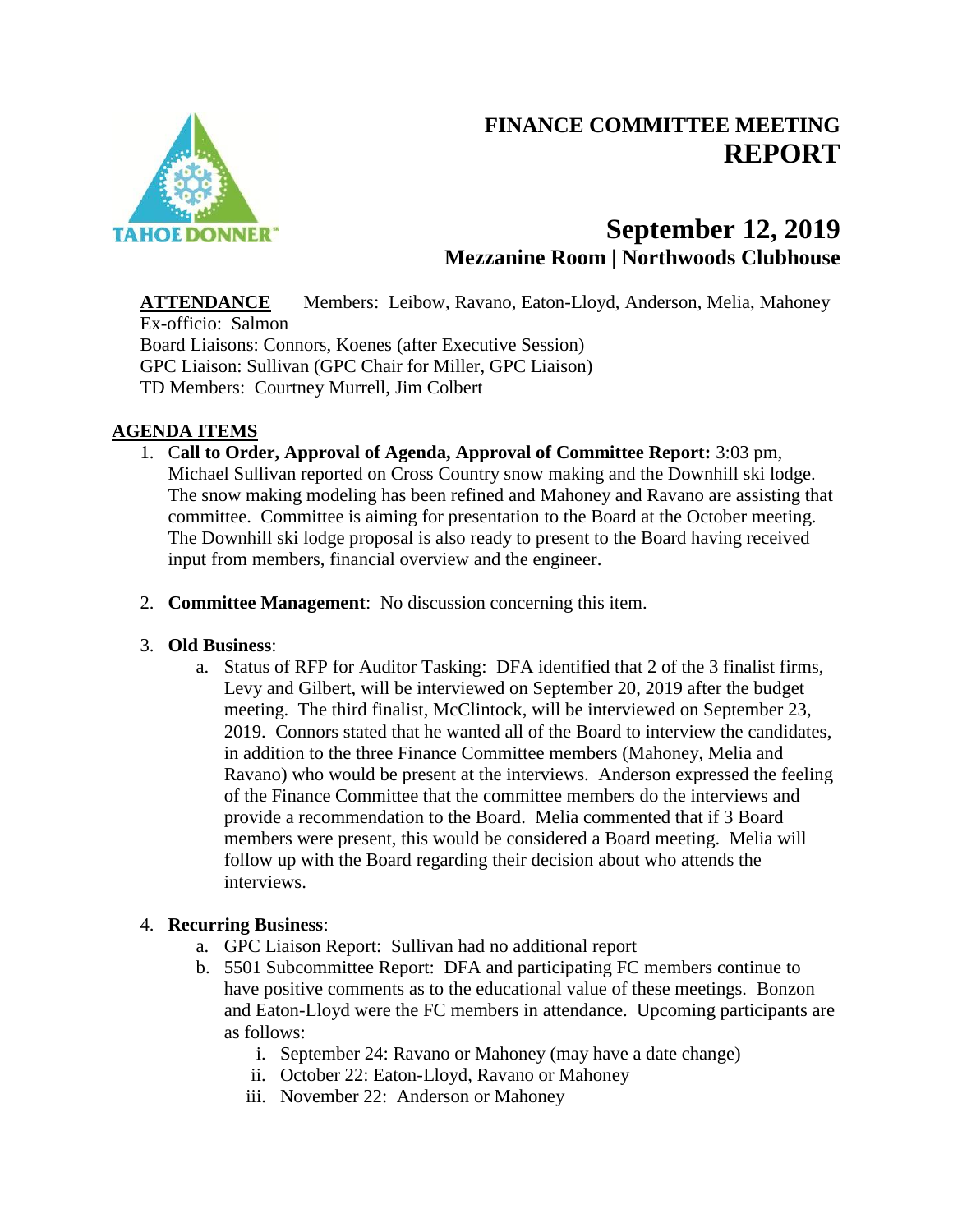# FINANCE COMMITTEE MEETING REPORT

## September 12, 2019
### Mezzanine Room | Northwoods Clubhouse

**ATTENDANCE** Members: Leibow, Ravano, Eaton-Lloyd, Anderson, Melia, Mahoney
Ex-officio: Salmon
Board Liaisons: Connors, Koenes (after Executive Session)
GPC Liaison: Sullivan (GPC Chair for Miller, GPC Liaison)
TD Members: Courtney Murrell, Jim Colbert

**AGENDA ITEMS**

1. C**all to Order, Approval of Agenda, Approval of Committee Report:** 3:03 pm, Michael Sullivan reported on Cross Country snow making and the Downhill ski lodge. The snow making modeling has been refined and Mahoney and Ravano are assisting that committee. Committee is aiming for presentation to the Board at the October meeting. The Downhill ski lodge proposal is also ready to present to the Board having received input from members, financial overview and the engineer.

2. **Committee Management**: No discussion concerning this item.

3. **Old Business**:
   a. Status of RFP for Auditor Tasking: DFA identified that 2 of the 3 finalist firms, Levy and Gilbert, will be interviewed on September 20, 2019 after the budget meeting. The third finalist, McClintock, will be interviewed on September 23, 2019. Connors stated that he wanted all of the Board to interview the candidates, in addition to the three Finance Committee members (Mahoney, Melia and Ravano) who would be present at the interviews. Anderson expressed the feeling of the Finance Committee that the committee members do the interviews and provide a recommendation to the Board. Melia commented that if 3 Board members were present, this would be considered a Board meeting. Melia will follow up with the Board regarding their decision about who attends the interviews.

4. **Recurring Business**:
   a. GPC Liaison Report: Sullivan had no additional report
   b. 5501 Subcommittee Report: DFA and participating FC members continue to have positive comments as to the educational value of these meetings. Bonzon and Eaton-Lloyd were the FC members in attendance. Upcoming participants are as follows:
      i. September 24: Ravano or Mahoney (may have a date change)
      ii. October 22: Eaton-Lloyd, Ravano or Mahoney
      iii. November 22: Anderson or Mahoney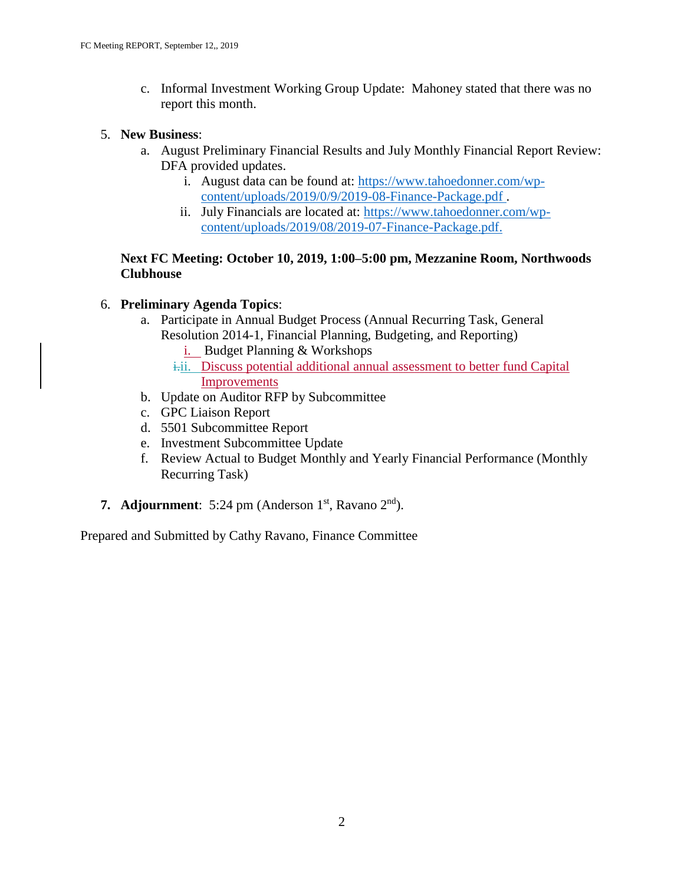c. Informal Investment Working Group Update: Mahoney stated that there was no report this month.

5. **New Business**:
   a. August Preliminary Financial Results and July Monthly Financial Report Review: DFA provided updates.
      i. August data can be found at: https://www.tahoedonner.com/wp-content/uploads/2019/0/9/2019-08-Finance-Package.pdf .
      ii. July Financials are located at: https://www.tahoedonner.com/wp-content/uploads/2019/08/2019-07-Finance-Package.pdf.

**Next FC Meeting: October 10, 2019, 1:00–5:00 pm, Mezzanine Room, Northwoods Clubhouse**

6. **Preliminary Agenda Topics**:
   a. Participate in Annual Budget Process (Annual Recurring Task, General Resolution 2014-1, Financial Planning, Budgeting, and Reporting)
      i. Budget Planning & Workshops
      ii. Discuss potential additional annual assessment to better fund Capital Improvements
   b. Update on Auditor RFP by Subcommittee
   c. GPC Liaison Report
   d. 5501 Subcommittee Report
   e. Investment Subcommittee Update
   f. Review Actual to Budget Monthly and Yearly Financial Performance (Monthly Recurring Task)

7. **Adjournment**: 5:24 pm (Anderson 1st, Ravano 2nd).

Prepared and Submitted by Cathy Ravano, Finance Committee